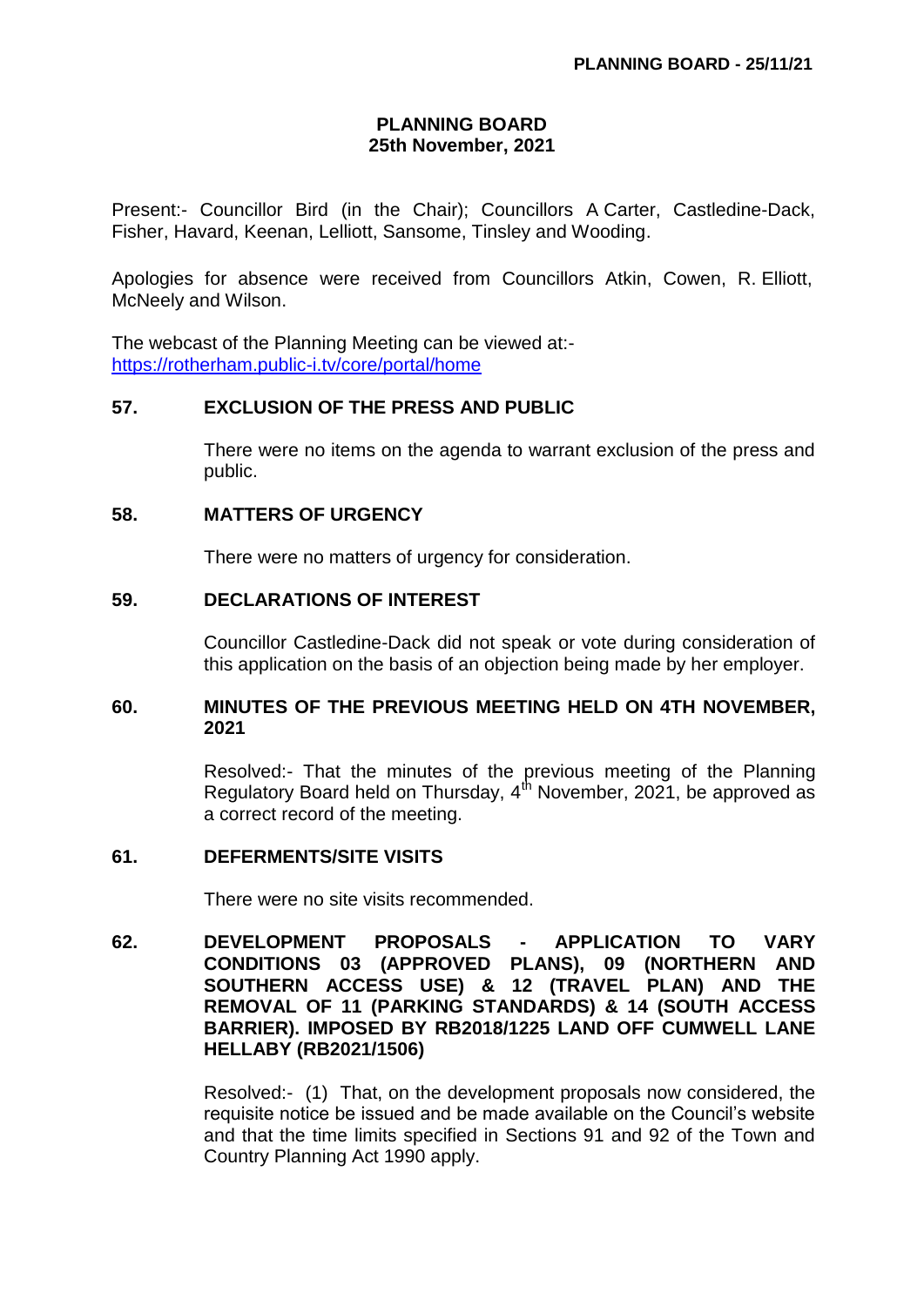# PLANNING BOARD
## 25th November, 2021

Present:- Councillor Bird (in the Chair); Councillors A Carter, Castledine-Dack, Fisher, Havard, Keenan, Lelliott, Sansome, Tinsley and Wooding.

Apologies for absence were received from Councillors Atkin, Cowen, R. Elliott, McNeely and Wilson.

The webcast of the Planning Meeting can be viewed at:- https://rotherham.public-i.tv/core/portal/home

### 57. EXCLUSION OF THE PRESS AND PUBLIC

There were no items on the agenda to warrant exclusion of the press and public.

### 58. MATTERS OF URGENCY

There were no matters of urgency for consideration.

### 59. DECLARATIONS OF INTEREST

Councillor Castledine-Dack did not speak or vote during consideration of this application on the basis of an objection being made by her employer.

### 60. MINUTES OF THE PREVIOUS MEETING HELD ON 4TH NOVEMBER, 2021

Resolved:- That the minutes of the previous meeting of the Planning Regulatory Board held on Thursday, 4th November, 2021, be approved as a correct record of the meeting.

### 61. DEFERMENTS/SITE VISITS

There were no site visits recommended.

### 62. DEVELOPMENT PROPOSALS - APPLICATION TO VARY CONDITIONS 03 (APPROVED PLANS), 09 (NORTHERN AND SOUTHERN ACCESS USE) & 12 (TRAVEL PLAN) AND THE REMOVAL OF 11 (PARKING STANDARDS) & 14 (SOUTH ACCESS BARRIER). IMPOSED BY RB2018/1225 LAND OFF CUMWELL LANE HELLABY (RB2021/1506)

Resolved:- (1) That, on the development proposals now considered, the requisite notice be issued and be made available on the Council's website and that the time limits specified in Sections 91 and 92 of the Town and Country Planning Act 1990 apply.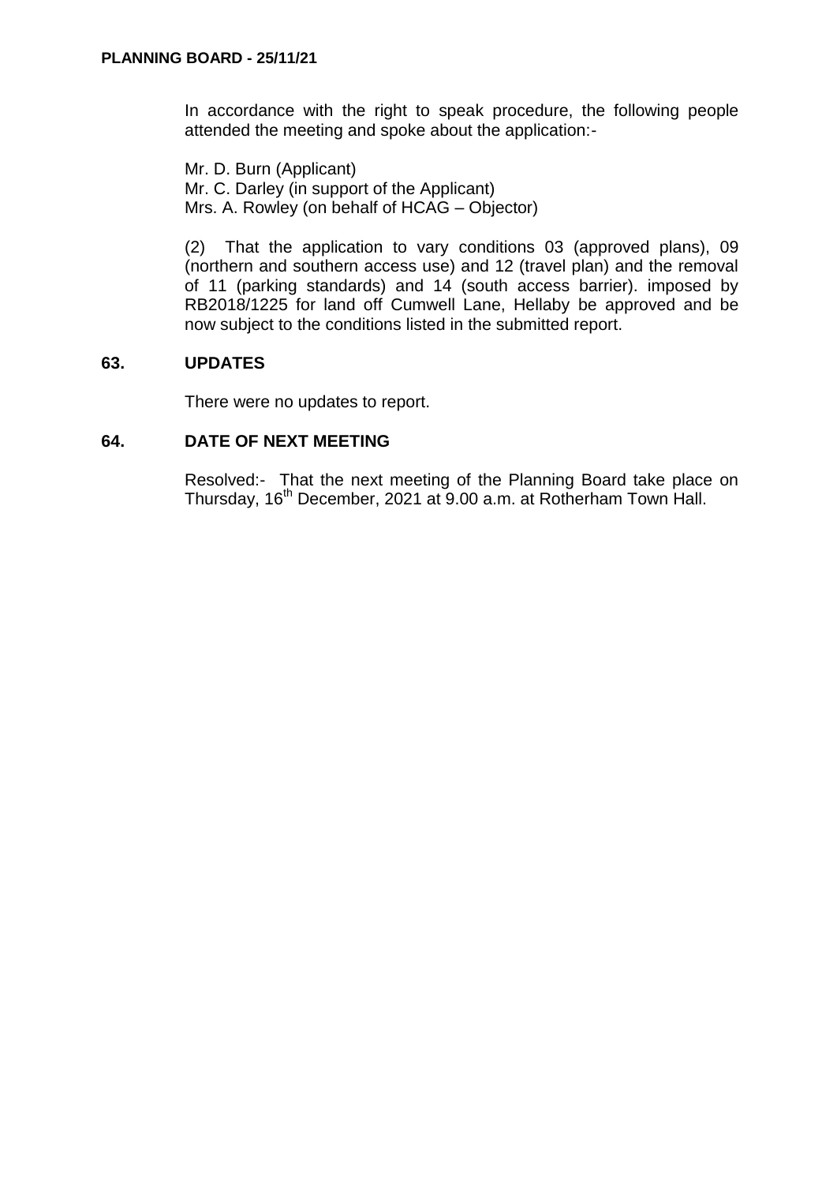In accordance with the right to speak procedure, the following people attended the meeting and spoke about the application:-

Mr. D. Burn (Applicant)
Mr. C. Darley (in support of the Applicant)
Mrs. A. Rowley (on behalf of HCAG – Objector)

(2) That the application to vary conditions 03 (approved plans), 09 (northern and southern access use) and 12 (travel plan) and the removal of 11 (parking standards) and 14 (south access barrier). imposed by RB2018/1225 for land off Cumwell Lane, Hellaby be approved and be now subject to the conditions listed in the submitted report.

## 63. UPDATES

There were no updates to report.

## 64. DATE OF NEXT MEETING

Resolved:- That the next meeting of the Planning Board take place on Thursday, 16th December, 2021 at 9.00 a.m. at Rotherham Town Hall.